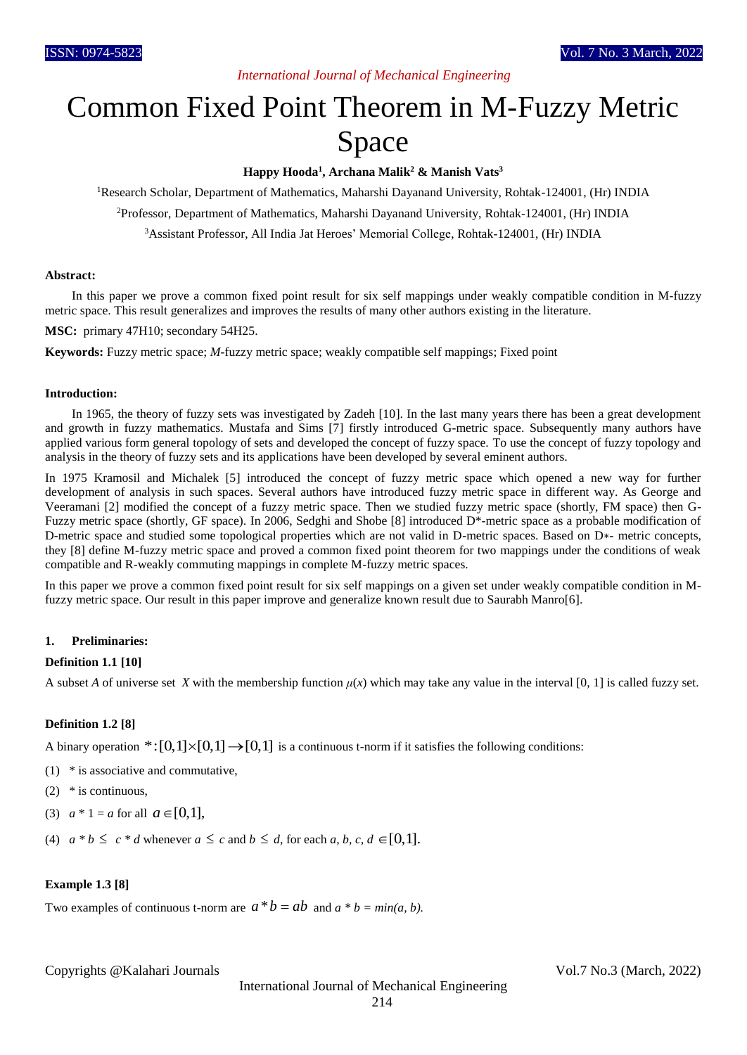# Common Fixed Point Theorem in M-Fuzzy Metric Space

**Happy Hooda[1], Archana Malik[2] & Manish Vats[3]**

[1]Research Scholar, Department of Mathematics, Maharshi Dayanand University, Rohtak-124001, (Hr) INDIA

[2]Professor, Department of Mathematics, Maharshi Dayanand University, Rohtak-124001, (Hr) INDIA

[3]Assistant Professor, All India Jat Heroes' Memorial College, Rohtak-124001, (Hr) INDIA

**Abstract:**

In this paper we prove a common fixed point result for six self mappings under weakly compatible condition in M-fuzzy metric space. This result generalizes and improves the results of many other authors existing in the literature.

**MSC:** primary 47H10; secondary 54H25.

**Keywords:** Fuzzy metric space; *M*-fuzzy metric space; weakly compatible self mappings; Fixed point

**Introduction:**

In 1965, the theory of fuzzy sets was investigated by Zadeh [10]. In the last many years there has been a great development and growth in fuzzy mathematics. Mustafa and Sims [7] firstly introduced G-metric space. Subsequently many authors have applied various form general topology of sets and developed the concept of fuzzy space. To use the concept of fuzzy topology and analysis in the theory of fuzzy sets and its applications have been developed by several eminent authors.

In 1975 Kramosil and Michalek [5] introduced the concept of fuzzy metric space which opened a new way for further development of analysis in such spaces. Several authors have introduced fuzzy metric space in different way. As George and Veeramani [2] modified the concept of a fuzzy metric space. Then we studied fuzzy metric space (shortly, FM space) then G-Fuzzy metric space (shortly, GF space). In 2006, Sedghi and Shobe [8] introduced D*-metric space as a probable modification of D-metric space and studied some topological properties which are not valid in D-metric spaces. Based on D∗- metric concepts, they [8] define M-fuzzy metric space and proved a common fixed point theorem for two mappings under the conditions of weak compatible and R-weakly commuting mappings in complete M-fuzzy metric spaces.

In this paper we prove a common fixed point result for six self mappings on a given set under weakly compatible condition in M-fuzzy metric space. Our result in this paper improve and generalize known result due to Saurabh Manro[6].

## 1. Preliminaries:

**Definition 1.1 [10]**

A subset *A* of universe set *X* with the membership function $\mu(x)$ which may take any value in the interval [0, 1] is called fuzzy set.

**Definition 1.2 [8]**

A binary operation $*:[0,1]\times[0,1]\to[0,1]$ is a continuous t-norm if it satisfies the following conditions:

(1) * is associative and commutative,

(2) * is continuous,

(3) $a * 1 = a$ for all $a \in [0,1]$,

(4) $a * b \le c * d$ whenever $a \le c$ and $b \le d$, for each $a, b, c, d \in [0,1]$.

**Example 1.3 [8]**

Two examples of continuous t-norm are $a * b = ab$ and $a * b = min(a, b)$.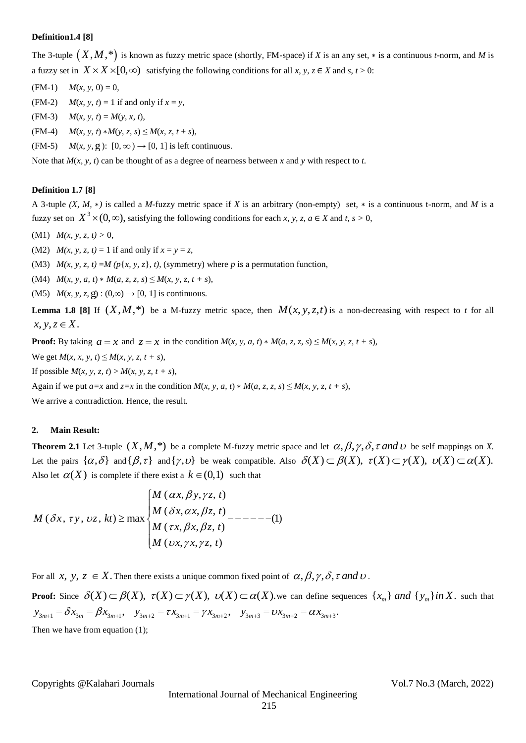**Definition1.4 [8]**

The 3-tuple $(X, M, *)$ is known as fuzzy metric space (shortly, FM-space) if *X* is an any set, $*$ is a continuous *t*-norm, and *M* is a fuzzy set in $X \times X \times [0, \infty)$ satisfying the following conditions for all $x, y, z \in X$ and $s, t > 0$:

(FM-1) $M(x, y, 0) = 0$,

(FM-2) $M(x, y, t) = 1$ if and only if $x = y$,

(FM-3) $M(x, y, t) = M(y, x, t)$,

(FM-4) $M(x, y, t) * M(y, z, s) \leq M(x, z, t + s)$,

(FM-5) $M(x, y, g)$: $[0, \infty) \rightarrow [0, 1]$ is left continuous.

Note that $M(x, y, t)$ can be thought of as a degree of nearness between *x* and *y* with respect to *t*.

**Definition 1.7 [8]**

A 3-tuple $(X, M, *)$ is called a *M*-fuzzy metric space if *X* is an arbitrary (non-empty) set, $*$ is a continuous t-norm, and *M* is a fuzzy set on $X^3 \times (0, \infty)$, satisfying the following conditions for each $x, y, z, a \in X$ and $t, s > 0$,

(M1) $M(x, y, z, t) > 0$,

(M2) $M(x, y, z, t) = 1$ if and only if $x = y = z$,

(M3) $M(x, y, z, t) = M(p\{x, y, z\}, t)$, (symmetry) where *p* is a permutation function,

(M4) $M(x, y, a, t) * M(a, z, z, s) \leq M(x, y, z, t + s)$,

(M5) $M(x, y, z, g) : (0,\infty) \rightarrow [0, 1]$ is continuous.

**Lemma 1.8 [8]** If $(X, M, *)$ be a M-fuzzy metric space, then $M(x, y, z, t)$ is a non-decreasing with respect to *t* for all $x, y, z \in X$.

**Proof:** By taking $a = x$ and $z = x$ in the condition $M(x, y, a, t) * M(a, z, z, s) \leq M(x, y, z, t + s)$,

We get $M(x, x, y, t) \leq M(x, y, z, t + s)$,

If possible $M(x, y, z, t) > M(x, y, z, t + s)$,

Again if we put $a=x$ and $z=x$ in the condition $M(x, y, a, t) * M(a, z, z, s) \leq M(x, y, z, t + s)$,

We arrive a contradiction. Hence, the result.

## 2. Main Result:

**Theorem 2.1** Let 3-tuple $(X, M, *)$ be a complete M-fuzzy metric space and let $\alpha, \beta, \gamma, \delta, \tau$ *and* $\upsilon$ be self mappings on *X*. Let the pairs $\{\alpha, \delta\}$ and $\{\beta, \tau\}$ and $\{\gamma, \upsilon\}$ be weak compatible. Also $\delta(X) \subset \beta(X)$, $\tau(X) \subset \gamma(X)$, $\upsilon(X) \subset \alpha(X)$. Also let $\alpha(X)$ is complete if there exist a $k \in (0,1)$ such that

$$M(\delta x, \tau y, \upsilon z, kt) \geq \max \begin{cases} M(\alpha x, \beta y, \gamma z, t) \\ M(\delta x, \alpha x, \beta z, t) \\ M(\tau x, \beta x, \beta z, t) \\ M(\upsilon x, \gamma x, \gamma z, t) \end{cases} \text{------(1)}$$

For all $x, y, z \in X$. Then there exists a unique common fixed point of $\alpha, \beta, \gamma, \delta, \tau$ *and* $\upsilon$.

**Proof:** Since $\delta(X) \subset \beta(X)$, $\tau(X) \subset \gamma(X)$, $\upsilon(X) \subset \alpha(X)$. we can define sequences $\{x_m\}$ *and* $\{y_m\}$ *in* $X$. such that $y_{3m+1} = \delta x_{3m} = \beta x_{3m+1}$, $y_{3m+2} = \tau x_{3m+1} = \gamma x_{3m+2}$, $y_{3m+3} = \upsilon x_{3m+2} = \alpha x_{3m+3}$.

Then we have from equation (1);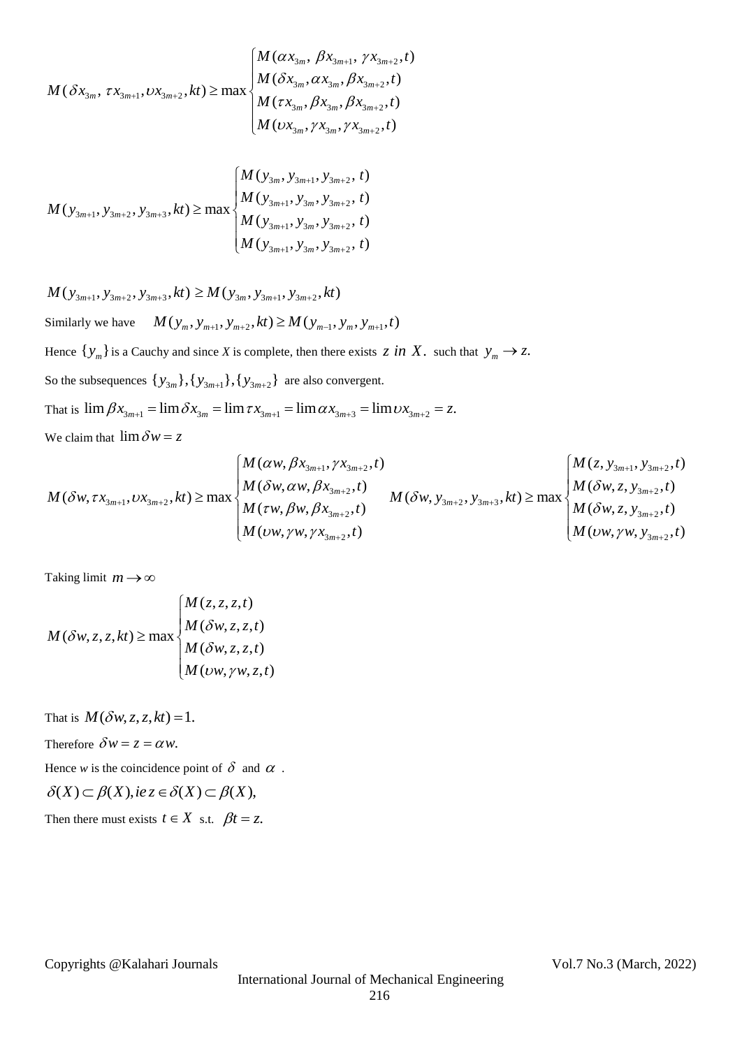$$M(\delta x_{3m}, \tau x_{3m+1}, \upsilon x_{3m+2}, kt) \geq \max \begin{cases} M(\alpha x_{3m}, \beta x_{3m+1}, \gamma x_{3m+2}, t) \\ M(\delta x_{3m}, \alpha x_{3m}, \beta x_{3m+2}, t) \\ M(\tau x_{3m}, \beta x_{3m}, \beta x_{3m+2}, t) \\ M(\upsilon x_{3m}, \gamma x_{3m}, \gamma x_{3m+2}, t) \end{cases}$$

$$M(y_{3m+1}, y_{3m+2}, y_{3m+3}, kt) \geq \max \begin{cases} M(y_{3m}, y_{3m+1}, y_{3m+2}, t) \\ M(y_{3m+1}, y_{3m}, y_{3m+2}, t) \\ M(y_{3m+1}, y_{3m}, y_{3m+2}, t) \\ M(y_{3m+1}, y_{3m}, y_{3m+2}, t) \end{cases}$$

$$M(y_{3m+1}, y_{3m+2}, y_{3m+3}, kt) \geq M(y_{3m}, y_{3m+1}, y_{3m+2}, kt)$$

Similarly we have $M(y_m, y_{m+1}, y_{m+2}, kt) \geq M(y_{m-1}, y_m, y_{m+1}, t)$

Hence $\{y_m\}$ is a Cauchy and since $X$ is complete, then there exists $z \; in \; X.$ such that $y_m \to z.$

So the subsequences $\{y_{3m}\}, \{y_{3m+1}\}, \{y_{3m+2}\}$ are also convergent.

That is $\lim \beta x_{3m+1} = \lim \delta x_{3m} = \lim \tau x_{3m+1} = \lim \alpha x_{3m+3} = \lim \upsilon x_{3m+2} = z.$

We claim that $\lim \delta w = z$

$$M(\delta w, \tau x_{3m+1}, \upsilon x_{3m+2}, kt) \geq \max \begin{cases} M(\alpha w, \beta x_{3m+1}, \gamma x_{3m+2}, t) \\ M(\delta w, \alpha w, \beta x_{3m+2}, t) \\ M(\tau w, \beta w, \beta x_{3m+2}, t) \\ M(\upsilon w, \gamma w, \gamma x_{3m+2}, t) \end{cases} \quad M(\delta w, y_{3m+2}, y_{3m+3}, kt) \geq \max \begin{cases} M(z, y_{3m+1}, y_{3m+2}, t) \\ M(\delta w, z, y_{3m+2}, t) \\ M(\delta w, z, y_{3m+2}, t) \\ M(\upsilon w, \gamma w, y_{3m+2}, t) \end{cases}$$

Taking limit $m \to \infty$

$$M(\delta w, z, z, kt) \geq \max \begin{cases} M(z, z, z, t) \\ M(\delta w, z, z, t) \\ M(\delta w, z, z, t) \\ M(\upsilon w, \gamma w, z, t) \end{cases}$$

That is $M(\delta w, z, z, kt) = 1.$

Therefore $\delta w = z = \alpha w.$

Hence $w$ is the coincidence point of $\delta$ and $\alpha$ .

$\delta(X) \subset \beta(X), ie \, z \in \delta(X) \subset \beta(X),$

Then there must exists $t \in X$ s.t. $\beta t = z.$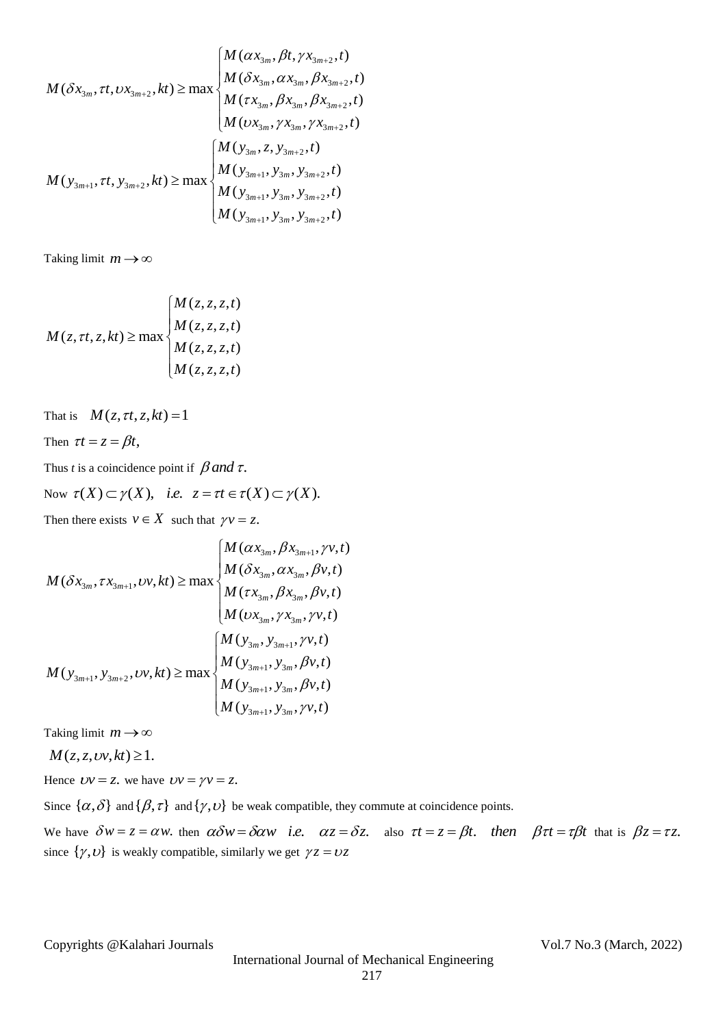$$M(\delta x_{3m}, \tau t, \upsilon x_{3m+2}, kt) \geq \max \begin{cases} M(\alpha x_{3m}, \beta t, \gamma x_{3m+2}, t) \\ M(\delta x_{3m}, \alpha x_{3m}, \beta x_{3m+2}, t) \\ M(\tau x_{3m}, \beta x_{3m}, \beta x_{3m+2}, t) \\ M(\upsilon x_{3m}, \gamma x_{3m}, \gamma x_{3m+2}, t) \end{cases}$$

$$M(y_{3m+1}, \tau t, y_{3m+2}, kt) \geq \max \begin{cases} M(y_{3m}, z, y_{3m+2}, t) \\ M(y_{3m+1}, y_{3m}, y_{3m+2}, t) \\ M(y_{3m+1}, y_{3m}, y_{3m+2}, t) \\ M(y_{3m+1}, y_{3m}, y_{3m+2}, t) \end{cases}$$

Taking limit $m \to \infty$

$$M(z, \tau t, z, kt) \geq \max \begin{cases} M(z, z, z, t) \\ M(z, z, z, t) \\ M(z, z, z, t) \\ M(z, z, z, t) \end{cases}$$

That is $M(z, \tau t, z, kt) = 1$

Then $\tau t = z = \beta t,$

Thus *t* is a coincidence point if $\beta \, and \, \tau.$

Now $\tau(X) \subset \gamma(X), \quad i.e. \quad z = \tau t \in \tau(X) \subset \gamma(X).$

Then there exists $v \in X$ such that $\gamma v = z.$

$$M(\delta x_{3m}, \tau x_{3m+1}, \upsilon v, kt) \geq \max \begin{cases} M(\alpha x_{3m}, \beta x_{3m+1}, \gamma v, t) \\ M(\delta x_{3m}, \alpha x_{3m}, \beta v, t) \\ M(\tau x_{3m}, \beta x_{3m}, \beta v, t) \\ M(\upsilon x_{3m}, \gamma x_{3m}, \gamma v, t) \end{cases}$$

$$M(y_{3m+1}, y_{3m+2}, \upsilon v, kt) \geq \max \begin{cases} M(y_{3m}, y_{3m+1}, \gamma v, t) \\ M(y_{3m+1}, y_{3m}, \beta v, t) \\ M(y_{3m+1}, y_{3m}, \beta v, t) \\ M(y_{3m+1}, y_{3m}, \gamma v, t) \end{cases}$$

Taking limit $m \to \infty$

$M(z, z, \upsilon v, kt) \geq 1.$

Hence $\upsilon v = z.$ we have $\upsilon v = \gamma v = z.$

Since $\{\alpha, \delta\}$ and $\{\beta, \tau\}$ and $\{\gamma, \upsilon\}$ be weak compatible, they commute at coincidence points.

We have $\delta w = z = \alpha w.$ then $\alpha \delta w = \delta \alpha w \quad i.e. \quad \alpha z = \delta z.$ also $\tau t = z = \beta t. \quad then \quad \beta \tau t = \tau \beta t$ that is $\beta z = \tau z.$ since $\{\gamma, \upsilon\}$ is weakly compatible, similarly we get $\gamma z = \upsilon z$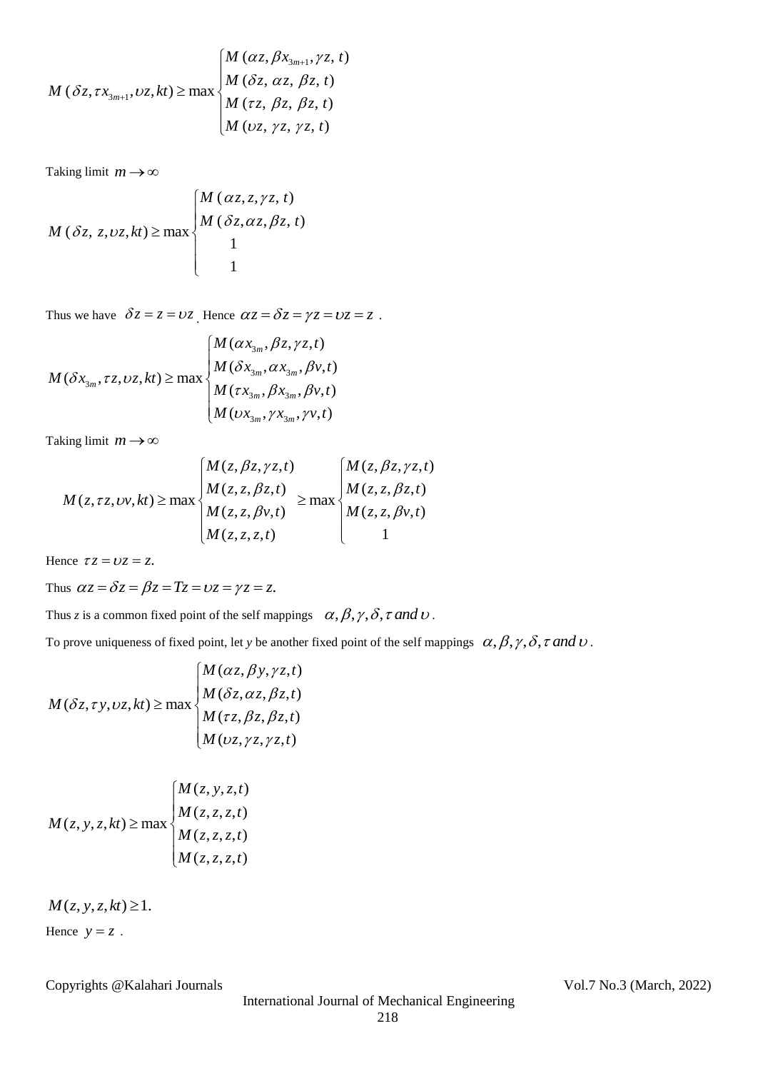$$M(\delta z, \tau x_{3m+1}, \upsilon z, kt) \geq \max \begin{cases} M(\alpha z, \beta x_{3m+1}, \gamma z, t) \\ M(\delta z, \alpha z, \beta z, t) \\ M(\tau z, \beta z, \beta z, t) \\ M(\upsilon z, \gamma z, \gamma z, t) \end{cases}$$

Taking limit $m \to \infty$

$$M(\delta z, z, \upsilon z, kt) \geq \max \begin{cases} M(\alpha z, z, \gamma z, t) \\ M(\delta z, \alpha z, \beta z, t) \\ 1 \\ 1 \end{cases}$$

Thus we have $\delta z = z = \upsilon z$. Hence $\alpha z = \delta z = \gamma z = \upsilon z = z$.

$$M(\delta x_{3m}, \tau z, \upsilon z, kt) \geq \max \begin{cases} M(\alpha x_{3m}, \beta z, \gamma z, t) \\ M(\delta x_{3m}, \alpha x_{3m}, \beta v, t) \\ M(\tau x_{3m}, \beta x_{3m}, \beta v, t) \\ M(\upsilon x_{3m}, \gamma x_{3m}, \gamma v, t) \end{cases}$$

Taking limit $m \to \infty$

$$M(z, \tau z, \upsilon v, kt) \geq \max \begin{cases} M(z, \beta z, \gamma z, t) \\ M(z, z, \beta z, t) \\ M(z, z, \beta v, t) \\ M(z, z, z, t) \end{cases} \geq \max \begin{cases} M(z, \beta z, \gamma z, t) \\ M(z, z, \beta z, t) \\ M(z, z, \beta v, t) \\ 1 \end{cases}$$

Hence $\tau z = \upsilon z = z.$

Thus $\alpha z = \delta z = \beta z = Tz = \upsilon z = \gamma z = z.$

Thus *z* is a common fixed point of the self mappings $\alpha, \beta, \gamma, \delta, \tau$ *and* $\upsilon$.

To prove uniqueness of fixed point, let *y* be another fixed point of the self mappings $\alpha, \beta, \gamma, \delta, \tau$ *and* $\upsilon$.

$$M(\delta z, \tau y, \upsilon z, kt) \geq \max \begin{cases} M(\alpha z, \beta y, \gamma z, t) \\ M(\delta z, \alpha z, \beta z, t) \\ M(\tau z, \beta z, \beta z, t) \\ M(\upsilon z, \gamma z, \gamma z, t) \end{cases}$$

$$M(z, y, z, kt) \geq \max \begin{cases} M(z, y, z, t) \\ M(z, z, z, t) \\ M(z, z, z, t) \\ M(z, z, z, t) \end{cases}$$

$M(z, y, z, kt) \geq 1.$

Hence $y = z$.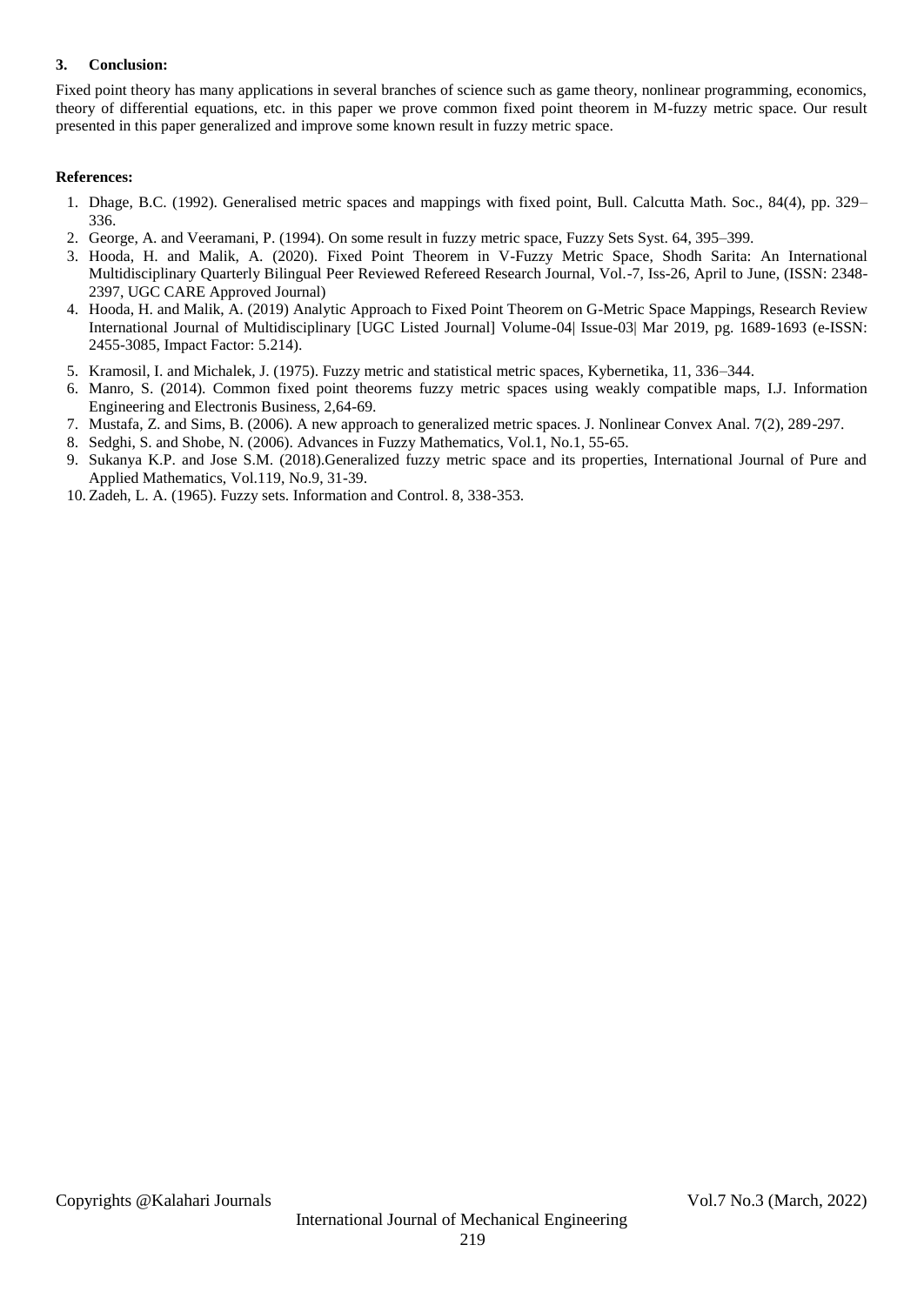### 3. Conclusion:

Fixed point theory has many applications in several branches of science such as game theory, nonlinear programming, economics, theory of differential equations, etc. in this paper we prove common fixed point theorem in M-fuzzy metric space. Our result presented in this paper generalized and improve some known result in fuzzy metric space.

### References:

1. Dhage, B.C. (1992). Generalised metric spaces and mappings with fixed point, Bull. Calcutta Math. Soc., 84(4), pp. 329–336.
2. George, A. and Veeramani, P. (1994). On some result in fuzzy metric space, Fuzzy Sets Syst. 64, 395–399.
3. Hooda, H. and Malik, A. (2020). Fixed Point Theorem in V-Fuzzy Metric Space, Shodh Sarita: An International Multidisciplinary Quarterly Bilingual Peer Reviewed Refereed Research Journal, Vol.-7, Iss-26, April to June, (ISSN: 2348-2397, UGC CARE Approved Journal)
4. Hooda, H. and Malik, A. (2019) Analytic Approach to Fixed Point Theorem on G-Metric Space Mappings, Research Review International Journal of Multidisciplinary [UGC Listed Journal] Volume-04| Issue-03| Mar 2019, pg. 1689-1693 (e-ISSN: 2455-3085, Impact Factor: 5.214).
5. Kramosil, I. and Michalek, J. (1975). Fuzzy metric and statistical metric spaces, Kybernetika, 11, 336–344.
6. Manro, S. (2014). Common fixed point theorems fuzzy metric spaces using weakly compatible maps, I.J. Information Engineering and Electronis Business, 2,64-69.
7. Mustafa, Z. and Sims, B. (2006). A new approach to generalized metric spaces. J. Nonlinear Convex Anal. 7(2), 289-297.
8. Sedghi, S. and Shobe, N. (2006). Advances in Fuzzy Mathematics, Vol.1, No.1, 55-65.
9. Sukanya K.P. and Jose S.M. (2018).Generalized fuzzy metric space and its properties, International Journal of Pure and Applied Mathematics, Vol.119, No.9, 31-39.
10. Zadeh, L. A. (1965). Fuzzy sets. Information and Control. 8, 338-353.